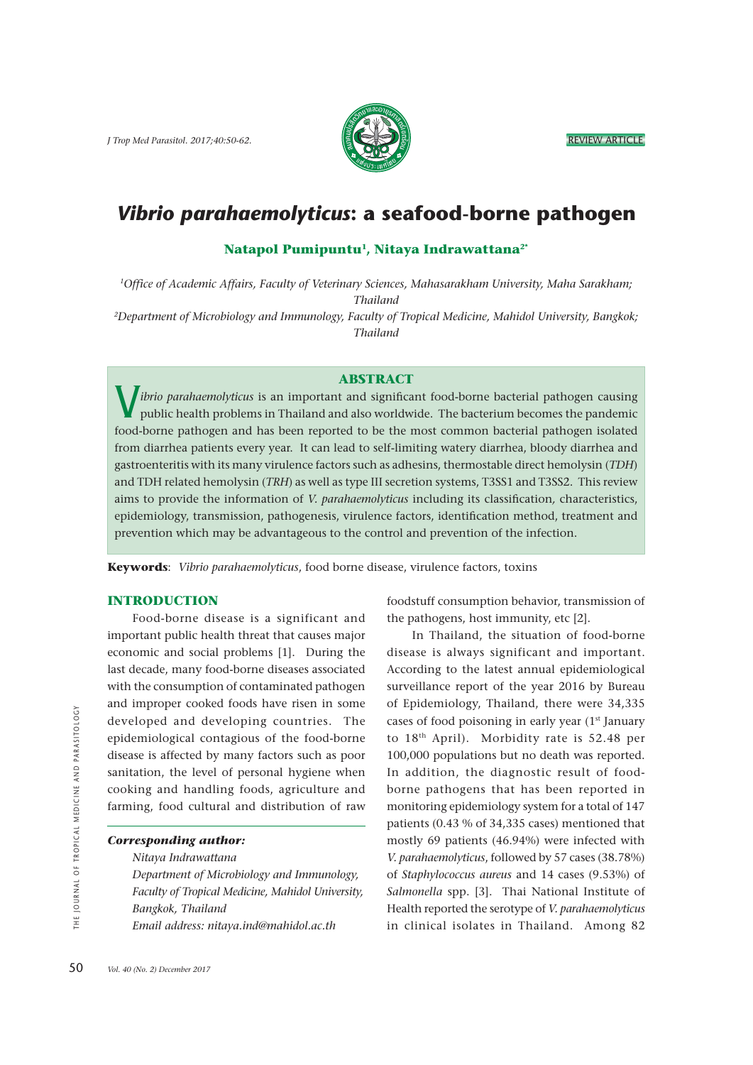REVIEW ARTICLE

# *Vibrio parahaemolyticus*: a seafood-borne pathogen

**Natapol Pumipuntu[1], Nitaya Indrawattana[2*]**

[1]*Office of Academic Affairs, Faculty of Veterinary Sciences, Mahasarakham University, Maha Sarakham; Thailand*

[2]*Department of Microbiology and Immunology, Faculty of Tropical Medicine, Mahidol University, Bangkok; Thailand*

## ABSTRACT

*Vibrio parahaemolyticus* is an important and significant food-borne bacterial pathogen causing public health problems in Thailand and also worldwide. The bacterium becomes the pandemic food-borne pathogen and has been reported to be the most common bacterial pathogen isolated from diarrhea patients every year. It can lead to self-limiting watery diarrhea, bloody diarrhea and gastroenteritis with its many virulence factors such as adhesins, thermostable direct hemolysin (*TDH*) and TDH related hemolysin (*TRH*) as well as type III secretion systems, T3SS1 and T3SS2. This review aims to provide the information of *V. parahaemolyticus* including its classification, characteristics, epidemiology, transmission, pathogenesis, virulence factors, identification method, treatment and prevention which may be advantageous to the control and prevention of the infection.

**Keywords**: *Vibrio parahaemolyticus*, food borne disease, virulence factors, toxins

## INTRODUCTION

Food-borne disease is a significant and important public health threat that causes major economic and social problems [1]. During the last decade, many food-borne diseases associated with the consumption of contaminated pathogen and improper cooked foods have risen in some developed and developing countries. The epidemiological contagious of the food-borne disease is affected by many factors such as poor sanitation, the level of personal hygiene when cooking and handling foods, agriculture and farming, food cultural and distribution of raw foodstuff consumption behavior, transmission of the pathogens, host immunity, etc [2].

In Thailand, the situation of food-borne disease is always significant and important. According to the latest annual epidemiological surveillance report of the year 2016 by Bureau of Epidemiology, Thailand, there were 34,335 cases of food poisoning in early year (1st January to 18th April). Morbidity rate is 52.48 per 100,000 populations but no death was reported. In addition, the diagnostic result of food-borne pathogens that has been reported in monitoring epidemiology system for a total of 147 patients (0.43 % of 34,335 cases) mentioned that mostly 69 patients (46.94%) were infected with *V. parahaemolyticus*, followed by 57 cases (38.78%) of *Staphylococcus aureus* and 14 cases (9.53%) of *Salmonella* spp. [3]. Thai National Institute of Health reported the serotype of *V. parahaemolyticus* in clinical isolates in Thailand. Among 82

***Corresponding author:***
*Nitaya Indrawattana*
*Department of Microbiology and Immunology, Faculty of Tropical Medicine, Mahidol University, Bangkok, Thailand*
*Email address: nitaya.ind@mahidol.ac.th*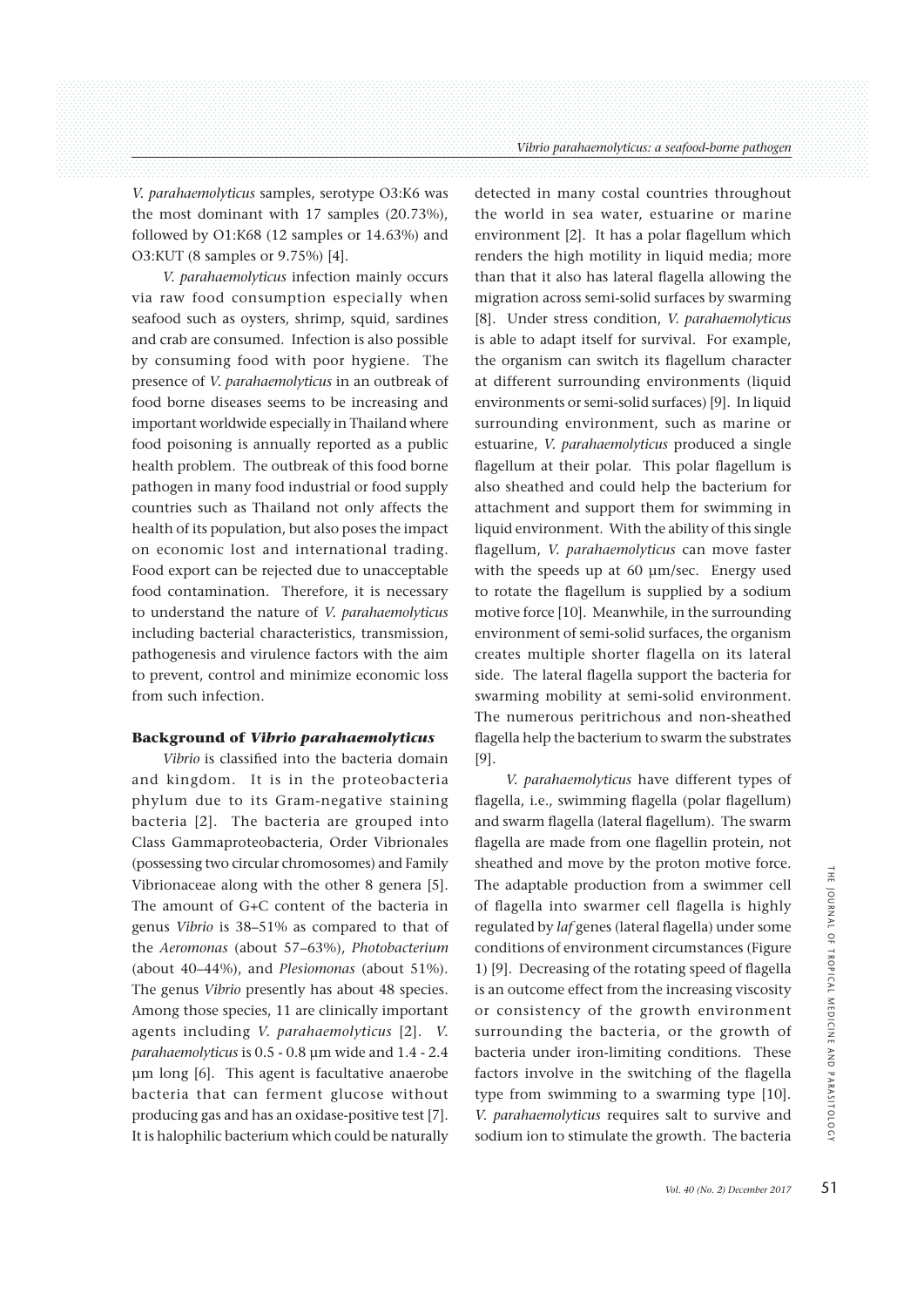*V. parahaemolyticus* samples, serotype O3:K6 was the most dominant with 17 samples (20.73%), followed by O1:K68 (12 samples or 14.63%) and O3:KUT (8 samples or 9.75%) [4].

*V. parahaemolyticus* infection mainly occurs via raw food consumption especially when seafood such as oysters, shrimp, squid, sardines and crab are consumed. Infection is also possible by consuming food with poor hygiene. The presence of *V. parahaemolyticus* in an outbreak of food borne diseases seems to be increasing and important worldwide especially in Thailand where food poisoning is annually reported as a public health problem. The outbreak of this food borne pathogen in many food industrial or food supply countries such as Thailand not only affects the health of its population, but also poses the impact on economic lost and international trading. Food export can be rejected due to unacceptable food contamination. Therefore, it is necessary to understand the nature of *V. parahaemolyticus* including bacterial characteristics, transmission, pathogenesis and virulence factors with the aim to prevent, control and minimize economic loss from such infection.

## Background of *Vibrio parahaemolyticus*

*Vibrio* is classified into the bacteria domain and kingdom. It is in the proteobacteria phylum due to its Gram-negative staining bacteria [2]. The bacteria are grouped into Class Gammaproteobacteria, Order Vibrionales (possessing two circular chromosomes) and Family Vibrionaceae along with the other 8 genera [5]. The amount of G+C content of the bacteria in genus *Vibrio* is 38–51% as compared to that of the *Aeromonas* (about 57–63%), *Photobacterium* (about 40–44%), and *Plesiomonas* (about 51%). The genus *Vibrio* presently has about 48 species. Among those species, 11 are clinically important agents including *V. parahaemolyticus* [2]. *V. parahaemolyticus* is 0.5 - 0.8 µm wide and 1.4 - 2.4 µm long [6]. This agent is facultative anaerobe bacteria that can ferment glucose without producing gas and has an oxidase-positive test [7]. It is halophilic bacterium which could be naturally detected in many costal countries throughout the world in sea water, estuarine or marine environment [2]. It has a polar flagellum which renders the high motility in liquid media; more than that it also has lateral flagella allowing the migration across semi-solid surfaces by swarming [8]. Under stress condition, *V. parahaemolyticus* is able to adapt itself for survival. For example, the organism can switch its flagellum character at different surrounding environments (liquid environments or semi-solid surfaces) [9]. In liquid surrounding environment, such as marine or estuarine, *V. parahaemolyticus* produced a single flagellum at their polar. This polar flagellum is also sheathed and could help the bacterium for attachment and support them for swimming in liquid environment. With the ability of this single flagellum, *V. parahaemolyticus* can move faster with the speeds up at 60 µm/sec. Energy used to rotate the flagellum is supplied by a sodium motive force [10]. Meanwhile, in the surrounding environment of semi-solid surfaces, the organism creates multiple shorter flagella on its lateral side. The lateral flagella support the bacteria for swarming mobility at semi-solid environment. The numerous peritrichous and non-sheathed flagella help the bacterium to swarm the substrates [9].

*V. parahaemolyticus* have different types of flagella, i.e., swimming flagella (polar flagellum) and swarm flagella (lateral flagellum). The swarm flagella are made from one flagellin protein, not sheathed and move by the proton motive force. The adaptable production from a swimmer cell of flagella into swarmer cell flagella is highly regulated by *laf* genes (lateral flagella) under some conditions of environment circumstances (Figure 1) [9]. Decreasing of the rotating speed of flagella is an outcome effect from the increasing viscosity or consistency of the growth environment surrounding the bacteria, or the growth of bacteria under iron-limiting conditions. These factors involve in the switching of the flagella type from swimming to a swarming type [10]. *V. parahaemolyticus* requires salt to survive and sodium ion to stimulate the growth. The bacteria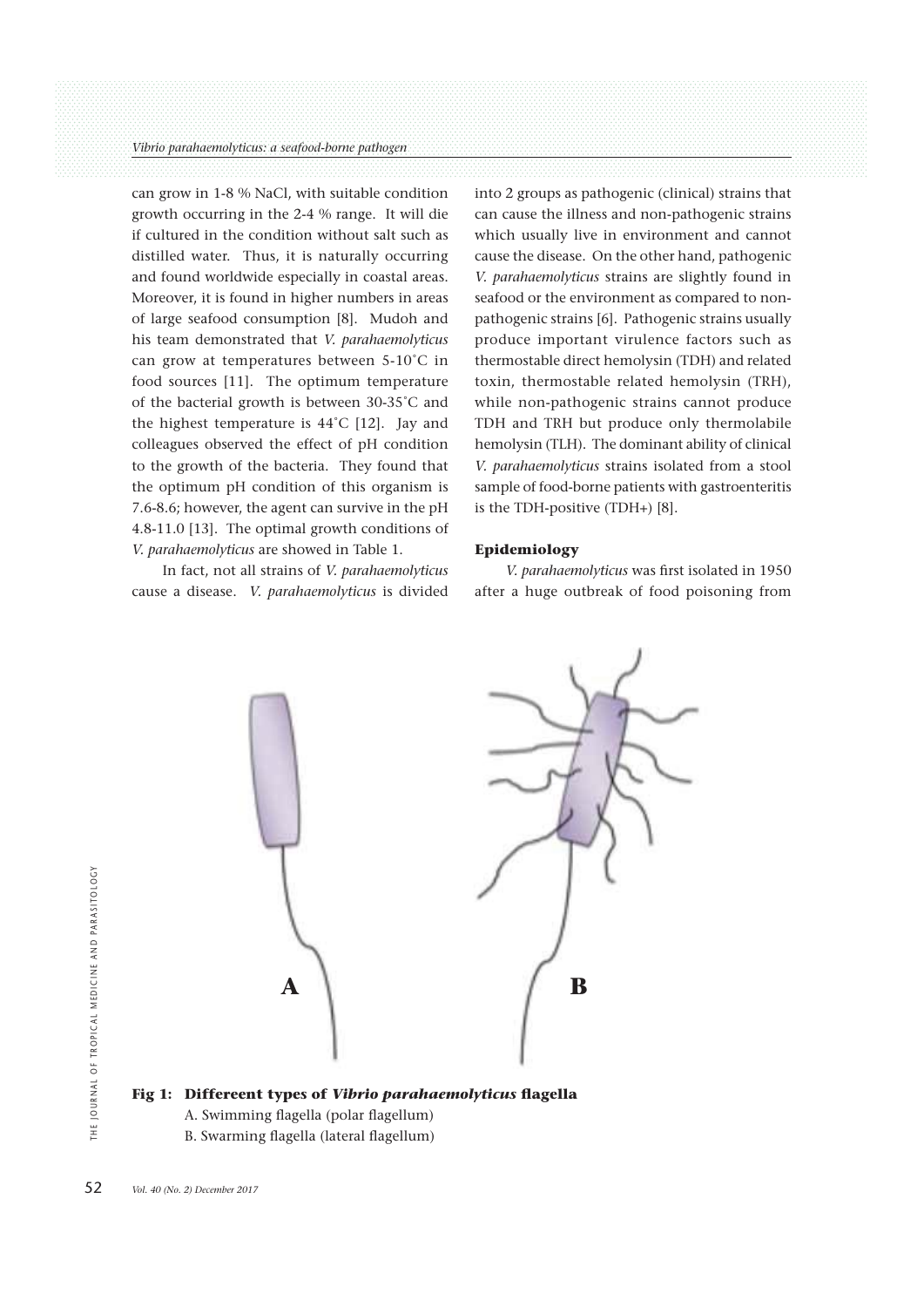can grow in 1-8 % NaCl, with suitable condition growth occurring in the 2-4 % range. It will die if cultured in the condition without salt such as distilled water. Thus, it is naturally occurring and found worldwide especially in coastal areas. Moreover, it is found in higher numbers in areas of large seafood consumption [8]. Mudoh and his team demonstrated that *V. parahaemolyticus* can grow at temperatures between 5-10˚C in food sources [11]. The optimum temperature of the bacterial growth is between 30-35˚C and the highest temperature is 44˚C [12]. Jay and colleagues observed the effect of pH condition to the growth of the bacteria. They found that the optimum pH condition of this organism is 7.6-8.6; however, the agent can survive in the pH 4.8-11.0 [13]. The optimal growth conditions of *V. parahaemolyticus* are showed in Table 1.

In fact, not all strains of *V. parahaemolyticus* cause a disease. *V. parahaemolyticus* is divided into 2 groups as pathogenic (clinical) strains that can cause the illness and non-pathogenic strains which usually live in environment and cannot cause the disease. On the other hand, pathogenic *V. parahaemolyticus* strains are slightly found in seafood or the environment as compared to non-pathogenic strains [6]. Pathogenic strains usually produce important virulence factors such as thermostable direct hemolysin (TDH) and related toxin, thermostable related hemolysin (TRH), while non-pathogenic strains cannot produce TDH and TRH but produce only thermolabile hemolysin (TLH). The dominant ability of clinical *V. parahaemolyticus* strains isolated from a stool sample of food-borne patients with gastroenteritis is the TDH-positive (TDH+) [8].

## Epidemiology

*V. parahaemolyticus* was first isolated in 1950 after a huge outbreak of food poisoning from

A

B

**Fig 1: Differeent types of *Vibrio parahaemolyticus* flagella**

A. Swimming flagella (polar flagellum)

B. Swarming flagella (lateral flagellum)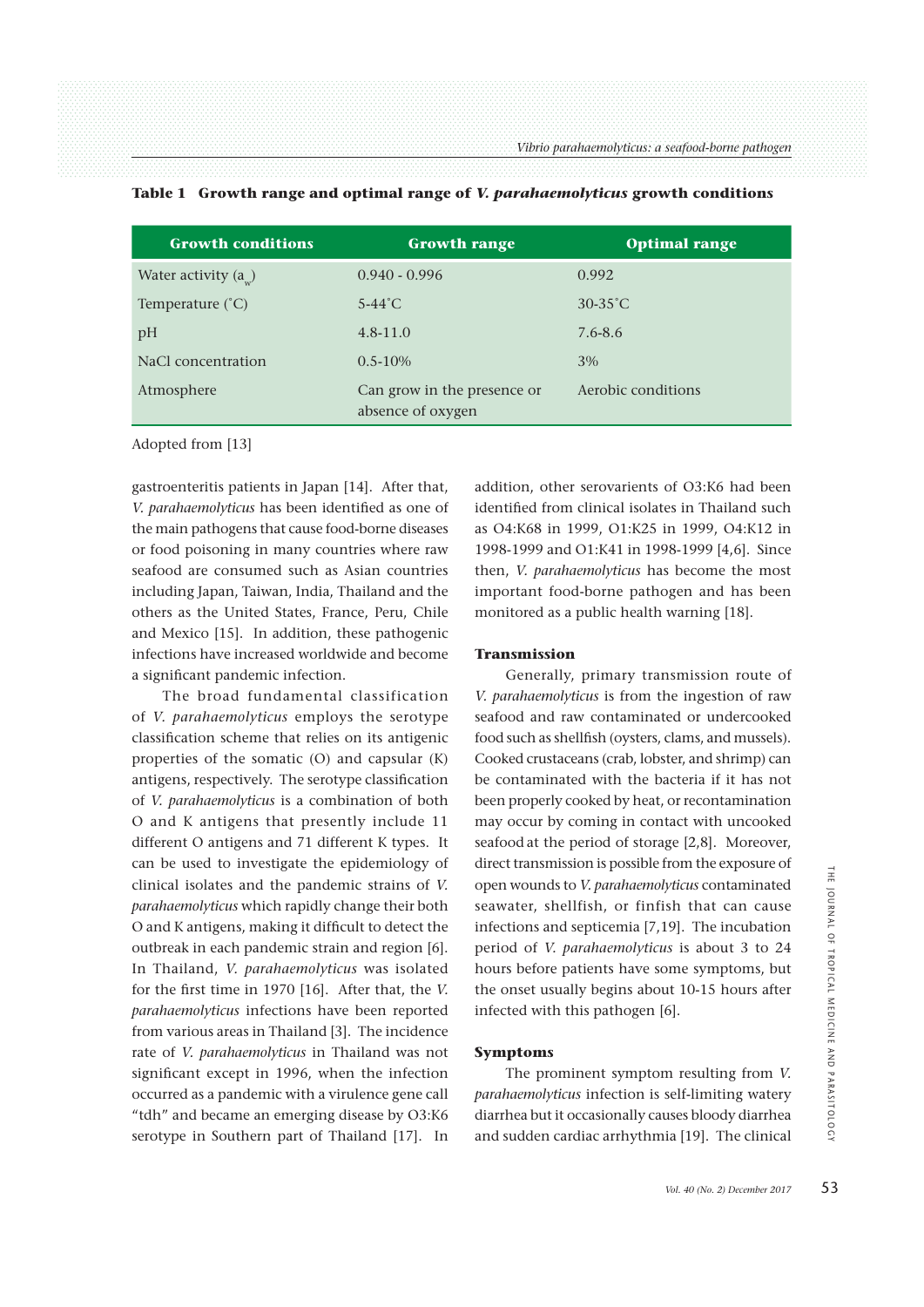**Table 1 Growth range and optimal range of *V. parahaemolyticus* growth conditions**

| Growth conditions | Growth range | Optimal range |
| --- | --- | --- |
| Water activity ($a_w$) | 0.940 - 0.996 | 0.992 |
| Temperature (˚C) | 5-44˚C | 30-35˚C |
| pH | 4.8-11.0 | 7.6-8.6 |
| NaCl concentration | 0.5-10% | 3% |
| Atmosphere | Can grow in the presence or absence of oxygen | Aerobic conditions |

Adopted from [13]

gastroenteritis patients in Japan [14]. After that, *V. parahaemolyticus* has been identified as one of the main pathogens that cause food-borne diseases or food poisoning in many countries where raw seafood are consumed such as Asian countries including Japan, Taiwan, India, Thailand and the others as the United States, France, Peru, Chile and Mexico [15]. In addition, these pathogenic infections have increased worldwide and become a significant pandemic infection.

The broad fundamental classification of *V. parahaemolyticus* employs the serotype classification scheme that relies on its antigenic properties of the somatic (O) and capsular (K) antigens, respectively. The serotype classification of *V. parahaemolyticus* is a combination of both O and K antigens that presently include 11 different O antigens and 71 different K types. It can be used to investigate the epidemiology of clinical isolates and the pandemic strains of *V. parahaemolyticus* which rapidly change their both O and K antigens, making it difficult to detect the outbreak in each pandemic strain and region [6]. In Thailand, *V. parahaemolyticus* was isolated for the first time in 1970 [16]. After that, the *V. parahaemolyticus* infections have been reported from various areas in Thailand [3]. The incidence rate of *V. parahaemolyticus* in Thailand was not significant except in 1996, when the infection occurred as a pandemic with a virulence gene call "tdh" and became an emerging disease by O3:K6 serotype in Southern part of Thailand [17]. In addition, other serovarients of O3:K6 had been identified from clinical isolates in Thailand such as O4:K68 in 1999, O1:K25 in 1999, O4:K12 in 1998-1999 and O1:K41 in 1998-1999 [4,6]. Since then, *V. parahaemolyticus* has become the most important food-borne pathogen and has been monitored as a public health warning [18].

## Transmission

Generally, primary transmission route of *V. parahaemolyticus* is from the ingestion of raw seafood and raw contaminated or undercooked food such as shellfish (oysters, clams, and mussels). Cooked crustaceans (crab, lobster, and shrimp) can be contaminated with the bacteria if it has not been properly cooked by heat, or recontamination may occur by coming in contact with uncooked seafood at the period of storage [2,8]. Moreover, direct transmission is possible from the exposure of open wounds to *V. parahaemolyticus* contaminated seawater, shellfish, or finfish that can cause infections and septicemia [7,19]. The incubation period of *V. parahaemolyticus* is about 3 to 24 hours before patients have some symptoms, but the onset usually begins about 10-15 hours after infected with this pathogen [6].

## Symptoms

The prominent symptom resulting from *V. parahaemolyticus* infection is self-limiting watery diarrhea but it occasionally causes bloody diarrhea and sudden cardiac arrhythmia [19]. The clinical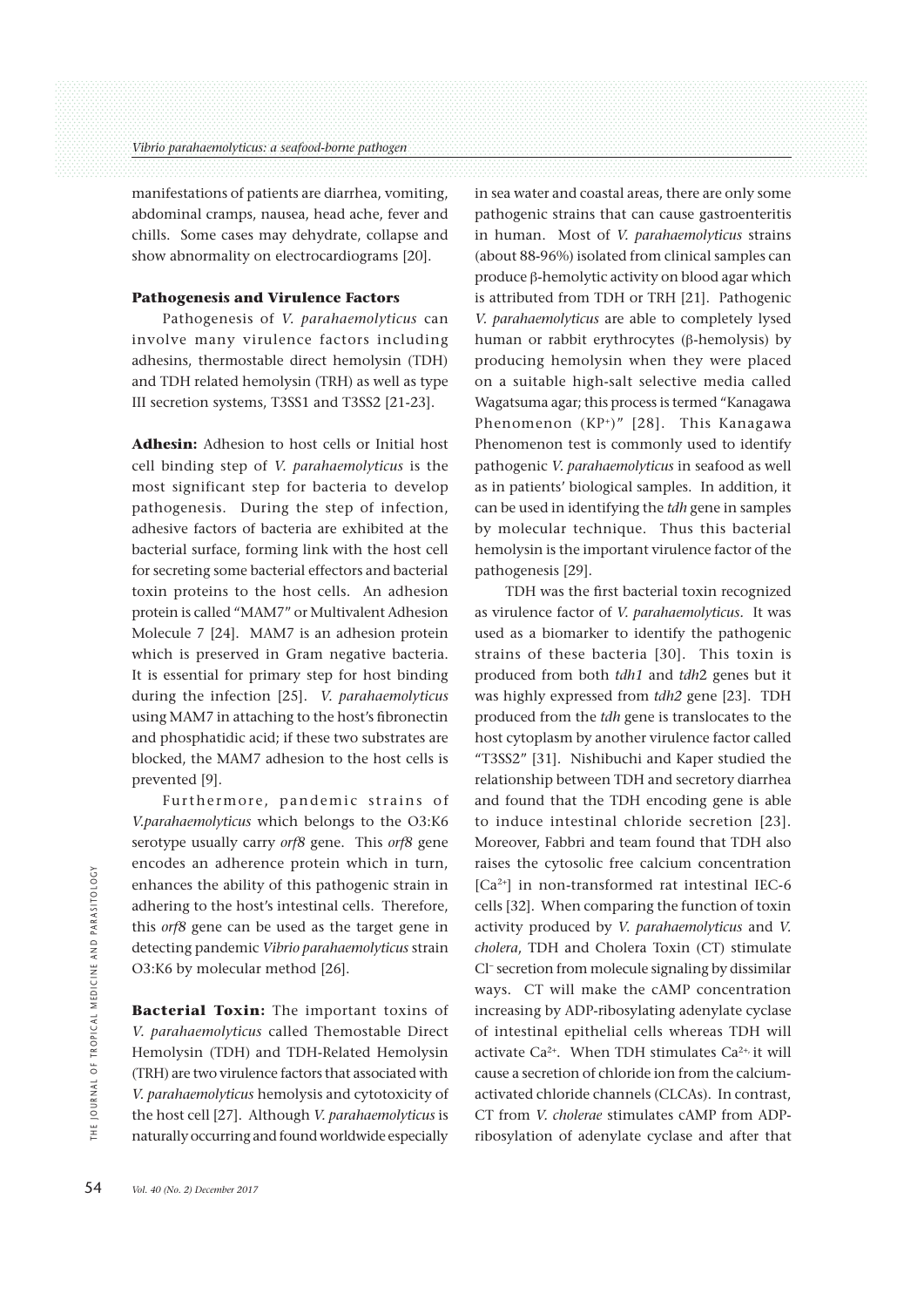manifestations of patients are diarrhea, vomiting, abdominal cramps, nausea, head ache, fever and chills. Some cases may dehydrate, collapse and show abnormality on electrocardiograms [20].

### Pathogenesis and Virulence Factors

Pathogenesis of *V. parahaemolyticus* can involve many virulence factors including adhesins, thermostable direct hemolysin (TDH) and TDH related hemolysin (TRH) as well as type III secretion systems, T3SS1 and T3SS2 [21-23].

**Adhesin:** Adhesion to host cells or Initial host cell binding step of *V. parahaemolyticus* is the most significant step for bacteria to develop pathogenesis. During the step of infection, adhesive factors of bacteria are exhibited at the bacterial surface, forming link with the host cell for secreting some bacterial effectors and bacterial toxin proteins to the host cells. An adhesion protein is called "MAM7" or Multivalent Adhesion Molecule 7 [24]. MAM7 is an adhesion protein which is preserved in Gram negative bacteria. It is essential for primary step for host binding during the infection [25]. *V. parahaemolyticus* using MAM7 in attaching to the host's fibronectin and phosphatidic acid; if these two substrates are blocked, the MAM7 adhesion to the host cells is prevented [9].

Furthermore, pandemic strains of *V.parahaemolyticus* which belongs to the O3:K6 serotype usually carry *orf8* gene. This *orf8* gene encodes an adherence protein which in turn, enhances the ability of this pathogenic strain in adhering to the host's intestinal cells. Therefore, this *orf8* gene can be used as the target gene in detecting pandemic *Vibrio parahaemolyticus* strain O3:K6 by molecular method [26].

**Bacterial Toxin:** The important toxins of *V. parahaemolyticus* called Themostable Direct Hemolysin (TDH) and TDH-Related Hemolysin (TRH) are two virulence factors that associated with *V. parahaemolyticus* hemolysis and cytotoxicity of the host cell [27]. Although *V. parahaemolyticus* is naturally occurring and found worldwide especially in sea water and coastal areas, there are only some pathogenic strains that can cause gastroenteritis in human. Most of *V. parahaemolyticus* strains (about 88-96%) isolated from clinical samples can produce β-hemolytic activity on blood agar which is attributed from TDH or TRH [21]. Pathogenic *V. parahaemolyticus* are able to completely lysed human or rabbit erythrocytes (β-hemolysis) by producing hemolysin when they were placed on a suitable high-salt selective media called Wagatsuma agar; this process is termed "Kanagawa Phenomenon (KP$^{+}$)" [28]. This Kanagawa Phenomenon test is commonly used to identify pathogenic *V. parahaemolyticus* in seafood as well as in patients' biological samples. In addition, it can be used in identifying the *tdh* gene in samples by molecular technique. Thus this bacterial hemolysin is the important virulence factor of the pathogenesis [29].

TDH was the first bacterial toxin recognized as virulence factor of *V. parahaemolyticus*. It was used as a biomarker to identify the pathogenic strains of these bacteria [30]. This toxin is produced from both *tdh1* and *tdh2* genes but it was highly expressed from *tdh2* gene [23]. TDH produced from the *tdh* gene is translocates to the host cytoplasm by another virulence factor called "T3SS2" [31]. Nishibuchi and Kaper studied the relationship between TDH and secretory diarrhea and found that the TDH encoding gene is able to induce intestinal chloride secretion [23]. Moreover, Fabbri and team found that TDH also raises the cytosolic free calcium concentration [$Ca^{2+}$] in non-transformed rat intestinal IEC-6 cells [32]. When comparing the function of toxin activity produced by *V. parahaemolyticus* and *V. cholera*, TDH and Cholera Toxin (CT) stimulate $Cl^{-}$ secretion from molecule signaling by dissimilar ways. CT will make the cAMP concentration increasing by ADP-ribosylating adenylate cyclase of intestinal epithelial cells whereas TDH will activate $Ca^{2+}$. When TDH stimulates $Ca^{2+}$, it will cause a secretion of chloride ion from the calcium-activated chloride channels (CLCAs). In contrast, CT from *V. cholerae* stimulates cAMP from ADP-ribosylation of adenylate cyclase and after that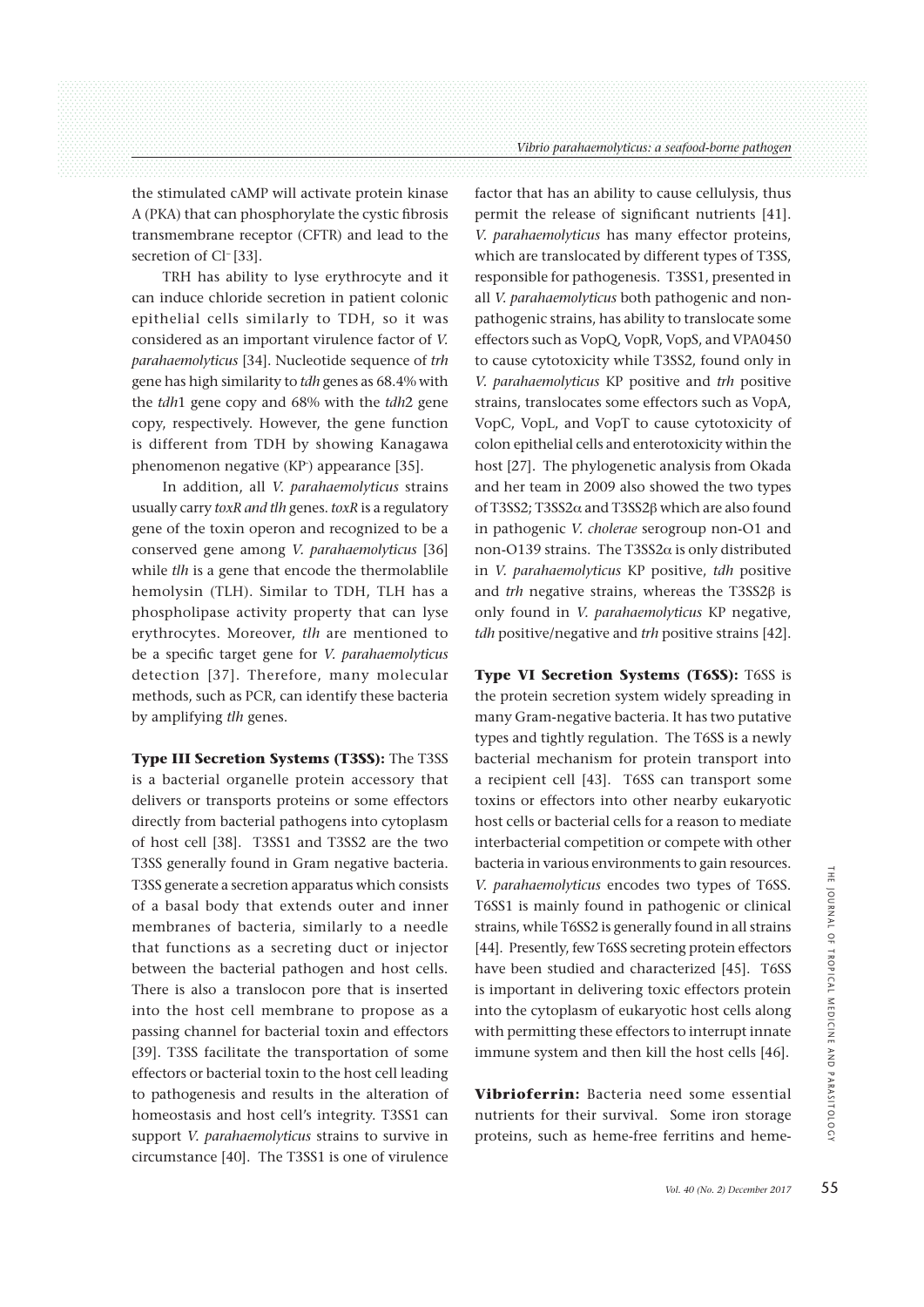the stimulated cAMP will activate protein kinase A (PKA) that can phosphorylate the cystic fibrosis transmembrane receptor (CFTR) and lead to the secretion of $Cl^-$ [33].

TRH has ability to lyse erythrocyte and it can induce chloride secretion in patient colonic epithelial cells similarly to TDH, so it was considered as an important virulence factor of *V. parahaemolyticus* [34]. Nucleotide sequence of *trh* gene has high similarity to *tdh* genes as 68.4% with the *tdh*1 gene copy and 68% with the *tdh*2 gene copy, respectively. However, the gene function is different from TDH by showing Kanagawa phenomenon negative ($KP^-$) appearance [35].

In addition, all *V. parahaemolyticus* strains usually carry *toxR and tlh* genes. *toxR* is a regulatory gene of the toxin operon and recognized to be a conserved gene among *V. parahaemolyticus* [36] while *tlh* is a gene that encode the thermolablile hemolysin (TLH). Similar to TDH, TLH has a phospholipase activity property that can lyse erythrocytes. Moreover, *tlh* are mentioned to be a specific target gene for *V. parahaemolyticus* detection [37]. Therefore, many molecular methods, such as PCR, can identify these bacteria by amplifying *tlh* genes.

**Type III Secretion Systems (T3SS):** The T3SS is a bacterial organelle protein accessory that delivers or transports proteins or some effectors directly from bacterial pathogens into cytoplasm of host cell [38]. T3SS1 and T3SS2 are the two T3SS generally found in Gram negative bacteria. T3SS generate a secretion apparatus which consists of a basal body that extends outer and inner membranes of bacteria, similarly to a needle that functions as a secreting duct or injector between the bacterial pathogen and host cells. There is also a translocon pore that is inserted into the host cell membrane to propose as a passing channel for bacterial toxin and effectors [39]. T3SS facilitate the transportation of some effectors or bacterial toxin to the host cell leading to pathogenesis and results in the alteration of homeostasis and host cell's integrity. T3SS1 can support *V. parahaemolyticus* strains to survive in circumstance [40]. The T3SS1 is one of virulence factor that has an ability to cause cellulysis, thus permit the release of significant nutrients [41]. *V. parahaemolyticus* has many effector proteins, which are translocated by different types of T3SS, responsible for pathogenesis. T3SS1, presented in all *V. parahaemolyticus* both pathogenic and non-pathogenic strains, has ability to translocate some effectors such as VopQ, VopR, VopS, and VPA0450 to cause cytotoxicity while T3SS2, found only in *V. parahaemolyticus* KP positive and *trh* positive strains, translocates some effectors such as VopA, VopC, VopL, and VopT to cause cytotoxicity of colon epithelial cells and enterotoxicity within the host [27]. The phylogenetic analysis from Okada and her team in 2009 also showed the two types of T3SS2; T3SS2$\alpha$ and T3SS2$\beta$ which are also found in pathogenic *V. cholerae* serogroup non-O1 and non-O139 strains. The T3SS2$\alpha$ is only distributed in *V. parahaemolyticus* KP positive, *tdh* positive and *trh* negative strains, whereas the T3SS2$\beta$ is only found in *V. parahaemolyticus* KP negative, *tdh* positive/negative and *trh* positive strains [42].

**Type VI Secretion Systems (T6SS):** T6SS is the protein secretion system widely spreading in many Gram-negative bacteria. It has two putative types and tightly regulation. The T6SS is a newly bacterial mechanism for protein transport into a recipient cell [43]. T6SS can transport some toxins or effectors into other nearby eukaryotic host cells or bacterial cells for a reason to mediate interbacterial competition or compete with other bacteria in various environments to gain resources. *V. parahaemolyticus* encodes two types of T6SS. T6SS1 is mainly found in pathogenic or clinical strains, while T6SS2 is generally found in all strains [44]. Presently, few T6SS secreting protein effectors have been studied and characterized [45]. T6SS is important in delivering toxic effectors protein into the cytoplasm of eukaryotic host cells along with permitting these effectors to interrupt innate immune system and then kill the host cells [46].

**Vibrioferrin:** Bacteria need some essential nutrients for their survival. Some iron storage proteins, such as heme-free ferritins and heme-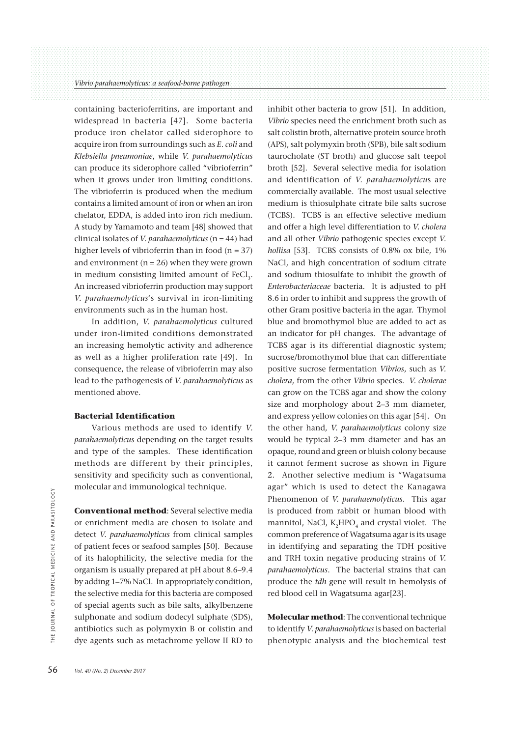containing bacterioferritins, are important and widespread in bacteria [47]. Some bacteria produce iron chelator called siderophore to acquire iron from surroundings such as *E. coli* and *Klebsiella pneumoniae*, while *V. parahaemolyticus* can produce its siderophore called "vibrioferrin" when it grows under iron limiting conditions. The vibrioferrin is produced when the medium contains a limited amount of iron or when an iron chelator, EDDA, is added into iron rich medium. A study by Yamamoto and team [48] showed that clinical isolates of *V. parahaemolyticus* (n = 44) had higher levels of vibrioferrin than in food (n = 37) and environment (n = 26) when they were grown in medium consisting limited amount of $FeCl_3$. An increased vibrioferrin production may support *V. parahaemolyticus*'s survival in iron-limiting environments such as in the human host.

In addition, *V. parahaemolyticus* cultured under iron-limited conditions demonstrated an increasing hemolytic activity and adherence as well as a higher proliferation rate [49]. In consequence, the release of vibrioferrin may also lead to the pathogenesis of *V. parahaemolyticus* as mentioned above.

## Bacterial Identification

Various methods are used to identify *V. parahaemolyticus* depending on the target results and type of the samples. These identification methods are different by their principles, sensitivity and specificity such as conventional, molecular and immunological technique.

**Conventional method**: Several selective media or enrichment media are chosen to isolate and detect *V. parahaemolyticus* from clinical samples of patient feces or seafood samples [50]. Because of its halophilicity, the selective media for the organism is usually prepared at pH about 8.6–9.4 by adding 1–7% NaCl. In appropriately condition, the selective media for this bacteria are composed of special agents such as bile salts, alkylbenzene sulphonate and sodium dodecyl sulphate (SDS), antibiotics such as polymyxin B or colistin and dye agents such as metachrome yellow II RD to inhibit other bacteria to grow [51]. In addition, *Vibrio* species need the enrichment broth such as salt colistin broth, alternative protein source broth (APS), salt polymyxin broth (SPB), bile salt sodium taurocholate (ST broth) and glucose salt teepol broth [52]. Several selective media for isolation and identification of *V. parahaemolyticus* are commercially available. The most usual selective medium is thiosulphate citrate bile salts sucrose (TCBS). TCBS is an effective selective medium and offer a high level differentiation to *V. cholera* and all other *Vibrio* pathogenic species except *V. hollisa* [53]. TCBS consists of 0.8% ox bile, 1% NaCl, and high concentration of sodium citrate and sodium thiosulfate to inhibit the growth of *Enterobacteriaceae* bacteria. It is adjusted to pH 8.6 in order to inhibit and suppress the growth of other Gram positive bacteria in the agar. Thymol blue and bromothymol blue are added to act as an indicator for pH changes. The advantage of TCBS agar is its differential diagnostic system; sucrose/bromothymol blue that can differentiate positive sucrose fermentation *Vibrios*, such as *V. cholera*, from the other *Vibrio* species. *V. cholerae* can grow on the TCBS agar and show the colony size and morphology about 2–3 mm diameter, and express yellow colonies on this agar [54]. On the other hand, *V. parahaemolyticus* colony size would be typical 2–3 mm diameter and has an opaque, round and green or bluish colony because it cannot ferment sucrose as shown in Figure 2. Another selective medium is "Wagatsuma agar" which is used to detect the Kanagawa Phenomenon of *V. parahaemolyticus*. This agar is produced from rabbit or human blood with mannitol, NaCl, $K_2HPO_4$ and crystal violet. The common preference of Wagatsuma agar is its usage in identifying and separating the TDH positive and TRH toxin negative producing strains of *V. parahaemolyticus*. The bacterial strains that can produce the *tdh* gene will result in hemolysis of red blood cell in Wagatsuma agar[23].

**Molecular method**: The conventional technique to identify *V. parahaemolyticus* is based on bacterial phenotypic analysis and the biochemical test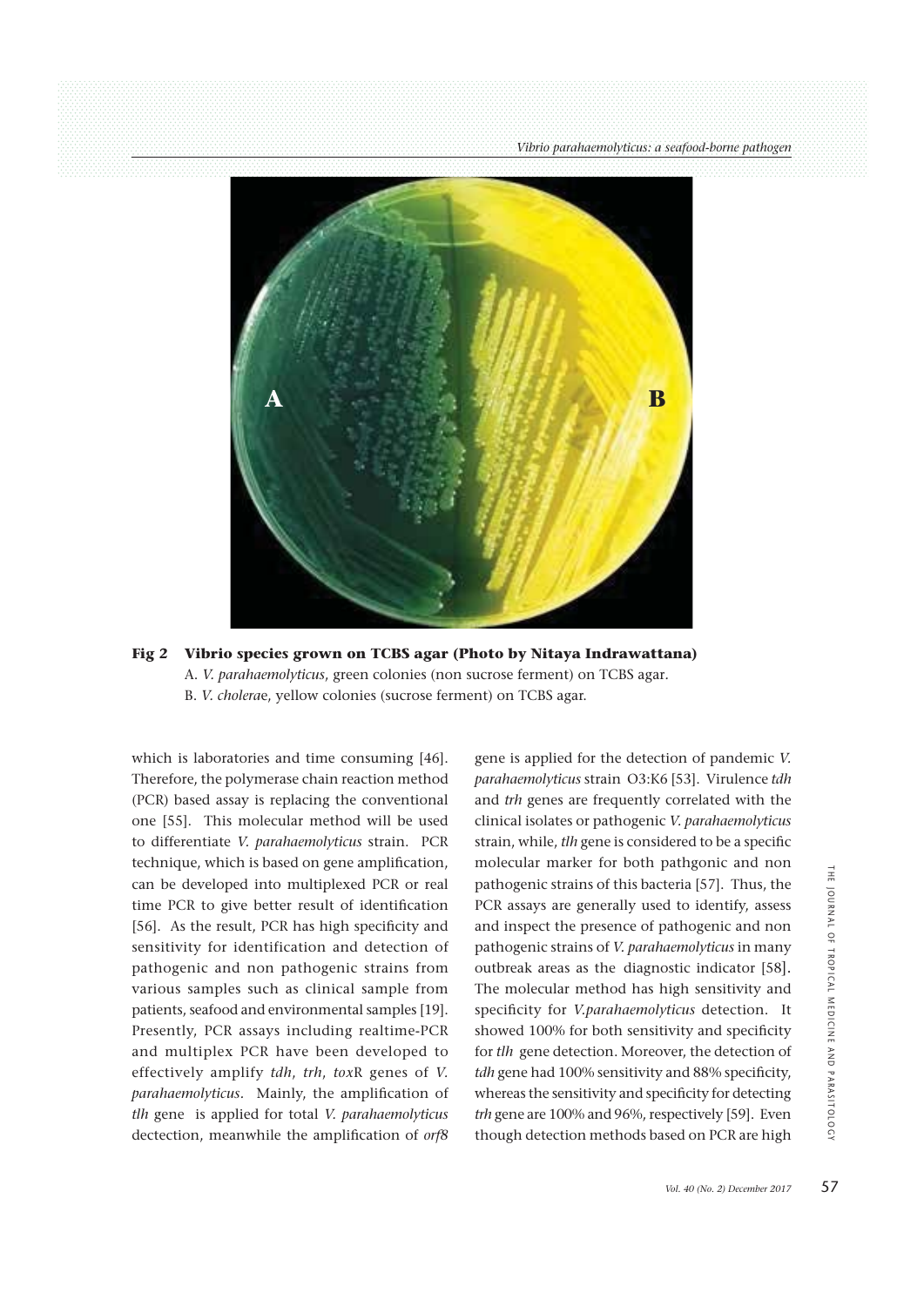**Fig 2 Vibrio species grown on TCBS agar (Photo by Nitaya Indrawattana)**

A. *V. parahaemolyticus*, green colonies (non sucrose ferment) on TCBS agar.

B. *V. cholera*e, yellow colonies (sucrose ferment) on TCBS agar.

which is laboratories and time consuming [46]. Therefore, the polymerase chain reaction method (PCR) based assay is replacing the conventional one [55]. This molecular method will be used to differentiate *V. parahaemolyticus* strain. PCR technique, which is based on gene amplification, can be developed into multiplexed PCR or real time PCR to give better result of identification [56]. As the result, PCR has high specificity and sensitivity for identification and detection of pathogenic and non pathogenic strains from various samples such as clinical sample from patients, seafood and environmental samples [19]. Presently, PCR assays including realtime-PCR and multiplex PCR have been developed to effectively amplify *tdh*, *trh*, *tox*R genes of *V. parahaemolyticus*. Mainly, the amplification of *tlh* gene is applied for total *V. parahaemolyticus* dectection, meanwhile the amplification of *orf8* gene is applied for the detection of pandemic *V. parahaemolyticus* strain O3:K6 [53]. Virulence *tdh* and *trh* genes are frequently correlated with the clinical isolates or pathogenic *V. parahaemolyticus* strain, while, *tlh* gene is considered to be a specific molecular marker for both pathgonic and non pathogenic strains of this bacteria [57]. Thus, the PCR assays are generally used to identify, assess and inspect the presence of pathogenic and non pathogenic strains of *V. parahaemolyticus* in many outbreak areas as the diagnostic indicator [58]. The molecular method has high sensitivity and specificity for *V.parahaemolyticus* detection. It showed 100% for both sensitivity and specificity for *tlh* gene detection. Moreover, the detection of *tdh* gene had 100% sensitivity and 88% specificity, whereas the sensitivity and specificity for detecting *trh* gene are 100% and 96%, respectively [59]. Even though detection methods based on PCR are high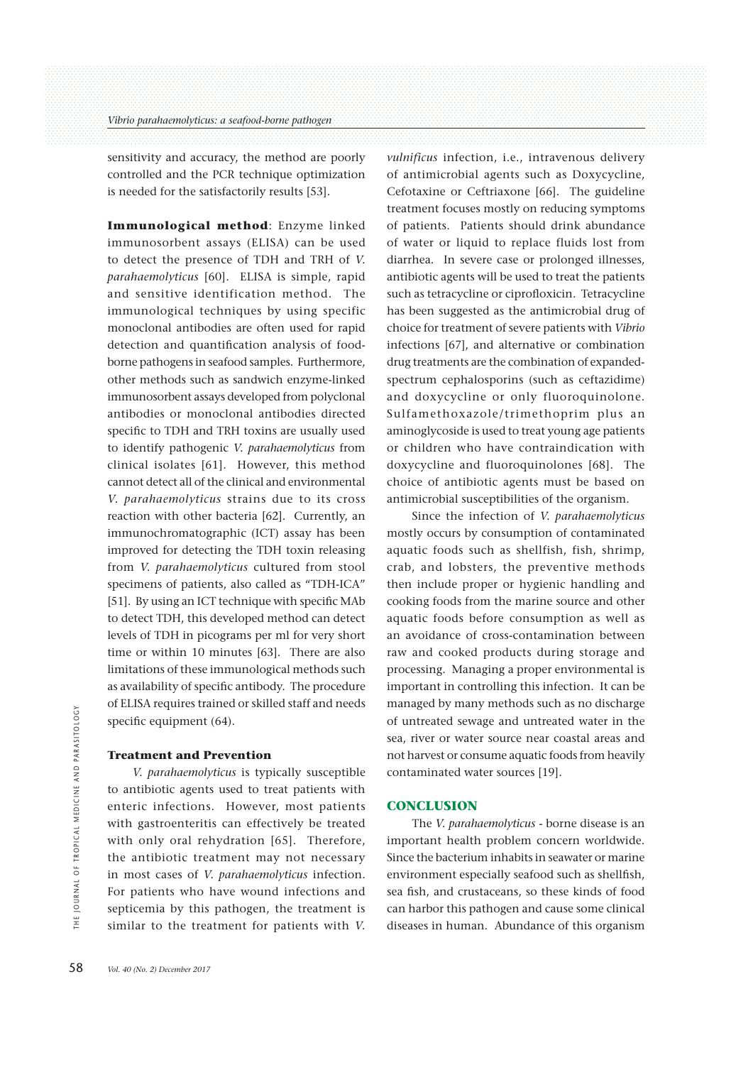sensitivity and accuracy, the method are poorly controlled and the PCR technique optimization is needed for the satisfactorily results [53].

**Immunological method**: Enzyme linked immunosorbent assays (ELISA) can be used to detect the presence of TDH and TRH of *V. parahaemolyticus* [60]. ELISA is simple, rapid and sensitive identification method. The immunological techniques by using specific monoclonal antibodies are often used for rapid detection and quantification analysis of food-borne pathogens in seafood samples. Furthermore, other methods such as sandwich enzyme-linked immunosorbent assays developed from polyclonal antibodies or monoclonal antibodies directed specific to TDH and TRH toxins are usually used to identify pathogenic *V. parahaemolyticus* from clinical isolates [61]. However, this method cannot detect all of the clinical and environmental *V. parahaemolyticus* strains due to its cross reaction with other bacteria [62]. Currently, an immunochromatographic (ICT) assay has been improved for detecting the TDH toxin releasing from *V. parahaemolyticus* cultured from stool specimens of patients, also called as "TDH-ICA" [51]. By using an ICT technique with specific MAb to detect TDH, this developed method can detect levels of TDH in picograms per ml for very short time or within 10 minutes [63]. There are also limitations of these immunological methods such as availability of specific antibody. The procedure of ELISA requires trained or skilled staff and needs specific equipment (64).

### Treatment and Prevention

*V. parahaemolyticus* is typically susceptible to antibiotic agents used to treat patients with enteric infections. However, most patients with gastroenteritis can effectively be treated with only oral rehydration [65]. Therefore, the antibiotic treatment may not necessary in most cases of *V. parahaemolyticus* infection. For patients who have wound infections and septicemia by this pathogen, the treatment is similar to the treatment for patients with *V. vulnificus* infection, i.e., intravenous delivery of antimicrobial agents such as Doxycycline, Cefotaxine or Ceftriaxone [66]. The guideline treatment focuses mostly on reducing symptoms of patients. Patients should drink abundance of water or liquid to replace fluids lost from diarrhea. In severe case or prolonged illnesses, antibiotic agents will be used to treat the patients such as tetracycline or ciprofloxicin. Tetracycline has been suggested as the antimicrobial drug of choice for treatment of severe patients with *Vibrio* infections [67], and alternative or combination drug treatments are the combination of expanded-spectrum cephalosporins (such as ceftazidime) and doxycycline or only fluoroquinolone. Sulfamethoxazole/trimethoprim plus an aminoglycoside is used to treat young age patients or children who have contraindication with doxycycline and fluoroquinolones [68]. The choice of antibiotic agents must be based on antimicrobial susceptibilities of the organism.

Since the infection of *V. parahaemolyticus* mostly occurs by consumption of contaminated aquatic foods such as shellfish, fish, shrimp, crab, and lobsters, the preventive methods then include proper or hygienic handling and cooking foods from the marine source and other aquatic foods before consumption as well as an avoidance of cross-contamination between raw and cooked products during storage and processing. Managing a proper environmental is important in controlling this infection. It can be managed by many methods such as no discharge of untreated sewage and untreated water in the sea, river or water source near coastal areas and not harvest or consume aquatic foods from heavily contaminated water sources [19].

## CONCLUSION

The *V. parahaemolyticus* - borne disease is an important health problem concern worldwide. Since the bacterium inhabits in seawater or marine environment especially seafood such as shellfish, sea fish, and crustaceans, so these kinds of food can harbor this pathogen and cause some clinical diseases in human. Abundance of this organism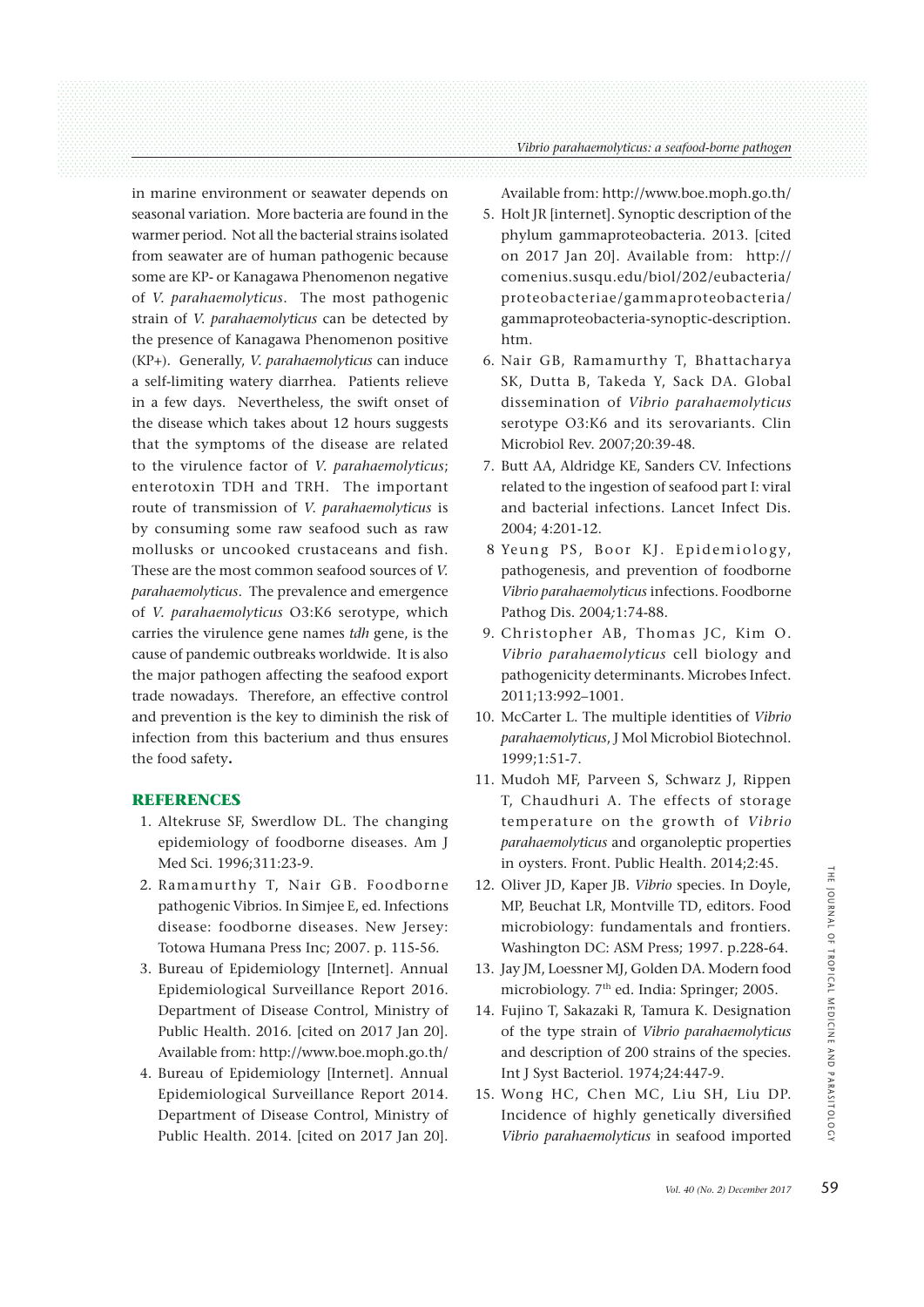in marine environment or seawater depends on seasonal variation. More bacteria are found in the warmer period. Not all the bacterial strains isolated from seawater are of human pathogenic because some are KP- or Kanagawa Phenomenon negative of *V. parahaemolyticus*. The most pathogenic strain of *V. parahaemolyticus* can be detected by the presence of Kanagawa Phenomenon positive (KP+). Generally, *V. parahaemolyticus* can induce a self-limiting watery diarrhea. Patients relieve in a few days. Nevertheless, the swift onset of the disease which takes about 12 hours suggests that the symptoms of the disease are related to the virulence factor of *V. parahaemolyticus*; enterotoxin TDH and TRH. The important route of transmission of *V. parahaemolyticus* is by consuming some raw seafood such as raw mollusks or uncooked crustaceans and fish. These are the most common seafood sources of *V. parahaemolyticus*. The prevalence and emergence of *V. parahaemolyticus* O3:K6 serotype, which carries the virulence gene names *tdh* gene, is the cause of pandemic outbreaks worldwide. It is also the major pathogen affecting the seafood export trade nowadays. Therefore, an effective control and prevention is the key to diminish the risk of infection from this bacterium and thus ensures the food safety**.**

## REFERENCES

1. Altekruse SF, Swerdlow DL. The changing epidemiology of foodborne diseases. Am J Med Sci. 1996;311:23-9.
2. Ramamurthy T, Nair GB. Foodborne pathogenic Vibrios. In Simjee E, ed. Infections disease: foodborne diseases. New Jersey: Totowa Humana Press Inc; 2007. p. 115-56.
3. Bureau of Epidemiology [Internet]. Annual Epidemiological Surveillance Report 2016. Department of Disease Control, Ministry of Public Health. 2016. [cited on 2017 Jan 20]. Available from: http://www.boe.moph.go.th/
4. Bureau of Epidemiology [Internet]. Annual Epidemiological Surveillance Report 2014. Department of Disease Control, Ministry of Public Health. 2014. [cited on 2017 Jan 20]. Available from: http://www.boe.moph.go.th/
5. Holt JR [internet]. Synoptic description of the phylum gammaproteobacteria. 2013. [cited on 2017 Jan 20]. Available from: http://comenius.susqu.edu/biol/202/eubacteria/proteobacteriae/gammaproteobacteria/gammaproteobacteria-synoptic-description.htm.
6. Nair GB, Ramamurthy T, Bhattacharya SK, Dutta B, Takeda Y, Sack DA. Global dissemination of *Vibrio parahaemolyticus* serotype O3:K6 and its serovariants. Clin Microbiol Rev. 2007;20:39-48.
7. Butt AA, Aldridge KE, Sanders CV. Infections related to the ingestion of seafood part I: viral and bacterial infections. Lancet Infect Dis. 2004; 4:201-12.
8. Yeung PS, Boor KJ. Epidemiology, pathogenesis, and prevention of foodborne *Vibrio parahaemolyticus* infections. Foodborne Pathog Dis. 2004;1:74-88.
9. Christopher AB, Thomas JC, Kim O. *Vibrio parahaemolyticus* cell biology and pathogenicity determinants. Microbes Infect. 2011;13:992–1001.
10. McCarter L. The multiple identities of *Vibrio parahaemolyticus*, J Mol Microbiol Biotechnol. 1999;1:51-7.
11. Mudoh MF, Parveen S, Schwarz J, Rippen T, Chaudhuri A. The effects of storage temperature on the growth of *Vibrio parahaemolyticus* and organoleptic properties in oysters. Front. Public Health. 2014;2:45.
12. Oliver JD, Kaper JB. *Vibrio* species. In Doyle, MP, Beuchat LR, Montville TD, editors. Food microbiology: fundamentals and frontiers. Washington DC: ASM Press; 1997. p.228-64.
13. Jay JM, Loessner MJ, Golden DA. Modern food microbiology. 7th ed. India: Springer; 2005.
14. Fujino T, Sakazaki R, Tamura K. Designation of the type strain of *Vibrio parahaemolyticus* and description of 200 strains of the species. Int J Syst Bacteriol. 1974;24:447-9.
15. Wong HC, Chen MC, Liu SH, Liu DP. Incidence of highly genetically diversified *Vibrio parahaemolyticus* in seafood imported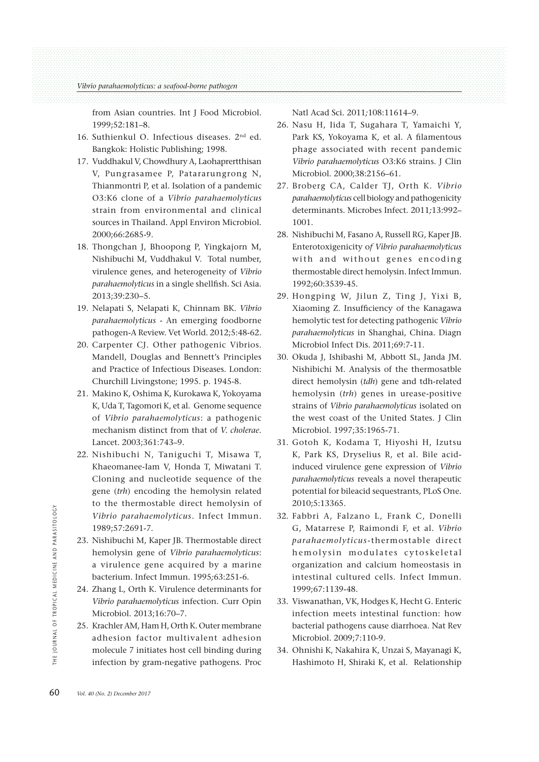from Asian countries. Int J Food Microbiol. 1999;52:181–8.

16. Suthienkul O. Infectious diseases. 2nd ed. Bangkok: Holistic Publishing; 1998.
17. Vuddhakul V, Chowdhury A, Laohaprertthisan V, Pungrasamee P, Patararungrong N, Thianmontri P, et al. Isolation of a pandemic O3:K6 clone of a *Vibrio parahaemolyticus* strain from environmental and clinical sources in Thailand. Appl Environ Microbiol. 2000;66:2685-9.
18. Thongchan J, Bhoopong P, Yingkajorn M, Nishibuchi M, Vuddhakul V. Total number, virulence genes, and heterogeneity of *Vibrio parahaemolyticus* in a single shellfish. Sci Asia. 2013;39:230–5.
19. Nelapati S, Nelapati K, Chinnam BK. *Vibrio parahaemolyticus* - An emerging foodborne pathogen-A Review. Vet World. 2012;5:48-62.
20. Carpenter CJ. Other pathogenic Vibrios. Mandell, Douglas and Bennett's Principles and Practice of Infectious Diseases. London: Churchill Livingstone; 1995. p. 1945-8.
21. Makino K, Oshima K, Kurokawa K, Yokoyama K, Uda T, Tagomori K, et al. Genome sequence of *Vibrio parahaemolyticus*: a pathogenic mechanism distinct from that of *V. cholerae*. Lancet. 2003;361:743–9.
22. Nishibuchi N, Taniguchi T, Misawa T, Khaeomanee-Iam V, Honda T, Miwatani T. Cloning and nucleotide sequence of the gene (*trh*) encoding the hemolysin related to the thermostable direct hemolysin of *Vibrio parahaemolyticus*. Infect Immun. 1989;57:2691-7.
23. Nishibuchi M, Kaper JB. Thermostable direct hemolysin gene of *Vibrio parahaemolyticus*: a virulence gene acquired by a marine bacterium. Infect Immun. 1995;63:251-6.
24. Zhang L, Orth K. Virulence determinants for *Vibrio parahaemolyticus* infection. Curr Opin Microbiol. 2013;16:70–7.
25. Krachler AM, Ham H, Orth K. Outer membrane adhesion factor multivalent adhesion molecule 7 initiates host cell binding during infection by gram-negative pathogens. Proc Natl Acad Sci. 2011;108:11614–9.
26. Nasu H, Iida T, Sugahara T, Yamaichi Y, Park KS, Yokoyama K, et al. A filamentous phage associated with recent pandemic *Vibrio parahaemolyticus* O3:K6 strains. J Clin Microbiol. 2000;38:2156–61.
27. Broberg CA, Calder TJ, Orth K. *Vibrio parahaemolyticus* cell biology and pathogenicity determinants. Microbes Infect. 2011;13:992–1001.
28. Nishibuchi M, Fasano A, Russell RG, Kaper JB. Enterotoxigenicity of *Vibrio parahaemolyticus* with and without genes encoding thermostable direct hemolysin. Infect Immun. 1992;60:3539-45.
29. Hongping W, Jilun Z, Ting J, Yixi B, Xiaoming Z. Insufficiency of the Kanagawa hemolytic test for detecting pathogenic *Vibrio parahaemolyticus* in Shanghai, China. Diagn Microbiol Infect Dis. 2011;69:7-11.
30. Okuda J, Ishibashi M, Abbott SL, Janda JM. Nishibichi M. Analysis of the thermosatble direct hemolysin (*tdh*) gene and tdh-related hemolysin (*trh*) genes in urease-positive strains of *Vibrio parahaemolyticus* isolated on the west coast of the United States. J Clin Microbiol. 1997;35:1965-71.
31. Gotoh K, Kodama T, Hiyoshi H, Izutsu K, Park KS, Dryselius R, et al. Bile acid-induced virulence gene expression of *Vibrio parahaemolyticus* reveals a novel therapeutic potential for bileacid sequestrants, PLoS One. 2010;5:13365.
32. Fabbri A, Falzano L, Frank C, Donelli G, Matarrese P, Raimondi F, et al. *Vibrio parahaemolyticus*-thermostable direct hemolysin modulates cytoskeletal organization and calcium homeostasis in intestinal cultured cells. Infect Immun. 1999;67:1139-48.
33. Viswanathan, VK, Hodges K, Hecht G. Enteric infection meets intestinal function: how bacterial pathogens cause diarrhoea. Nat Rev Microbiol. 2009;7:110-9.
34. Ohnishi K, Nakahira K, Unzai S, Mayanagi K, Hashimoto H, Shiraki K, et al. Relationship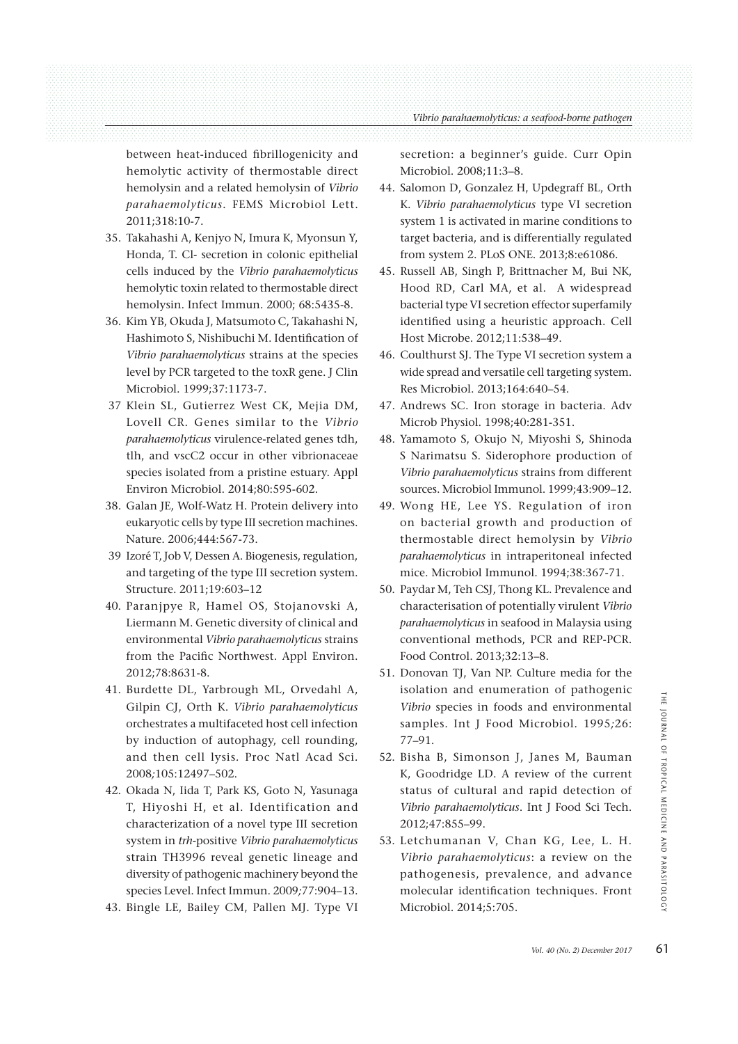between heat-induced fibrillogenicity and hemolytic activity of thermostable direct hemolysin and a related hemolysin of *Vibrio parahaemolyticus*. FEMS Microbiol Lett. 2011;318:10-7.

35. Takahashi A, Kenjyo N, Imura K, Myonsun Y, Honda, T. Cl- secretion in colonic epithelial cells induced by the *Vibrio parahaemolyticus* hemolytic toxin related to thermostable direct hemolysin. Infect Immun. 2000; 68:5435-8.
36. Kim YB, Okuda J, Matsumoto C, Takahashi N, Hashimoto S, Nishibuchi M. Identification of *Vibrio parahaemolyticus* strains at the species level by PCR targeted to the toxR gene. J Clin Microbiol. 1999;37:1173-7.
37 Klein SL, Gutierrez West CK, Mejia DM, Lovell CR. Genes similar to the *Vibrio parahaemolyticus* virulence-related genes tdh, tlh, and vscC2 occur in other vibrionaceae species isolated from a pristine estuary. Appl Environ Microbiol. 2014;80:595-602.
38. Galan JE, Wolf-Watz H. Protein delivery into eukaryotic cells by type III secretion machines. Nature. 2006;444:567-73.
39 Izoré T, Job V, Dessen A. Biogenesis, regulation, and targeting of the type III secretion system. Structure. 2011;19:603–12
40. Paranjpye R, Hamel OS, Stojanovski A, Liermann M. Genetic diversity of clinical and environmental *Vibrio parahaemolyticus* strains from the Pacific Northwest. Appl Environ. 2012;78:8631-8.
41. Burdette DL, Yarbrough ML, Orvedahl A, Gilpin CJ, Orth K. *Vibrio parahaemolyticus* orchestrates a multifaceted host cell infection by induction of autophagy, cell rounding, and then cell lysis. Proc Natl Acad Sci. 2008;105:12497–502.
42. Okada N, Iida T, Park KS, Goto N, Yasunaga T, Hiyoshi H, et al. Identification and characterization of a novel type III secretion system in *trh*-positive *Vibrio parahaemolyticus* strain TH3996 reveal genetic lineage and diversity of pathogenic machinery beyond the species Level. Infect Immun. 2009;77:904–13.
43. Bingle LE, Bailey CM, Pallen MJ. Type VI secretion: a beginner's guide. Curr Opin Microbiol. 2008;11:3–8.
44. Salomon D, Gonzalez H, Updegraff BL, Orth K. *Vibrio parahaemolyticus* type VI secretion system 1 is activated in marine conditions to target bacteria, and is differentially regulated from system 2. PLoS ONE. 2013;8:e61086.
45. Russell AB, Singh P, Brittnacher M, Bui NK, Hood RD, Carl MA, et al. A widespread bacterial type VI secretion effector superfamily identified using a heuristic approach. Cell Host Microbe. 2012;11:538–49.
46. Coulthurst SJ. The Type VI secretion system a wide spread and versatile cell targeting system. Res Microbiol. 2013;164:640–54.
47. Andrews SC. Iron storage in bacteria. Adv Microb Physiol. 1998;40:281-351.
48. Yamamoto S, Okujo N, Miyoshi S, Shinoda S Narimatsu S. Siderophore production of *Vibrio parahaemolyticus* strains from different sources. Microbiol Immunol. 1999;43:909–12.
49. Wong HE, Lee YS. Regulation of iron on bacterial growth and production of thermostable direct hemolysin by *Vibrio parahaemolyticus* in intraperitoneal infected mice. Microbiol Immunol. 1994;38:367-71.
50. Paydar M, Teh CSJ, Thong KL. Prevalence and characterisation of potentially virulent *Vibrio parahaemolyticus* in seafood in Malaysia using conventional methods, PCR and REP-PCR. Food Control. 2013;32:13–8.
51. Donovan TJ, Van NP. Culture media for the isolation and enumeration of pathogenic *Vibrio* species in foods and environmental samples. Int J Food Microbiol. 1995;26: 77–91.
52. Bisha B, Simonson J, Janes M, Bauman K, Goodridge LD. A review of the current status of cultural and rapid detection of *Vibrio parahaemolyticus*. Int J Food Sci Tech. 2012;47:855–99.
53. Letchumanan V, Chan KG, Lee, L. H. *Vibrio parahaemolyticus*: a review on the pathogenesis, prevalence, and advance molecular identification techniques. Front Microbiol. 2014;5:705.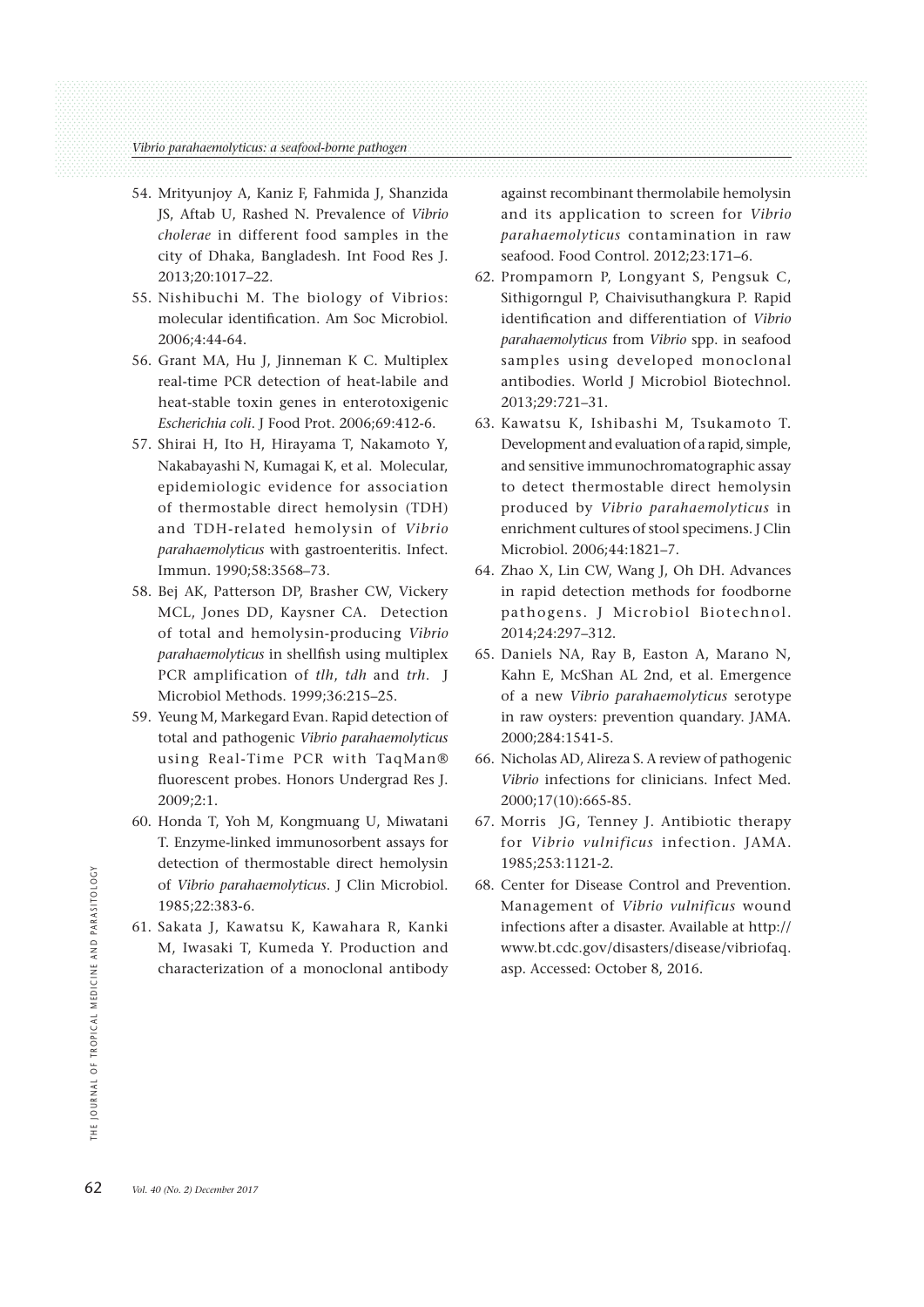54. Mrityunjoy A, Kaniz F, Fahmida J, Shanzida JS, Aftab U, Rashed N. Prevalence of *Vibrio cholerae* in different food samples in the city of Dhaka, Bangladesh. Int Food Res J. 2013;20:1017–22.
55. Nishibuchi M. The biology of Vibrios: molecular identification. Am Soc Microbiol. 2006;4:44-64.
56. Grant MA, Hu J, Jinneman K C. Multiplex real-time PCR detection of heat-labile and heat-stable toxin genes in enterotoxigenic *Escherichia coli*. J Food Prot. 2006;69:412-6.
57. Shirai H, Ito H, Hirayama T, Nakamoto Y, Nakabayashi N, Kumagai K, et al. Molecular, epidemiologic evidence for association of thermostable direct hemolysin (TDH) and TDH-related hemolysin of *Vibrio parahaemolyticus* with gastroenteritis. Infect. Immun. 1990;58:3568–73.
58. Bej AK, Patterson DP, Brasher CW, Vickery MCL, Jones DD, Kaysner CA. Detection of total and hemolysin-producing *Vibrio parahaemolyticus* in shellfish using multiplex PCR amplification of *tlh*, *tdh* and *trh*. J Microbiol Methods. 1999;36:215–25.
59. Yeung M, Markegard Evan. Rapid detection of total and pathogenic *Vibrio parahaemolyticus* using Real-Time PCR with TaqMan® fluorescent probes. Honors Undergrad Res J. 2009;2:1.
60. Honda T, Yoh M, Kongmuang U, Miwatani T. Enzyme-linked immunosorbent assays for detection of thermostable direct hemolysin of *Vibrio parahaemolyticus*. J Clin Microbiol. 1985;22:383-6.
61. Sakata J, Kawatsu K, Kawahara R, Kanki M, Iwasaki T, Kumeda Y. Production and characterization of a monoclonal antibody against recombinant thermolabile hemolysin and its application to screen for *Vibrio parahaemolyticus* contamination in raw seafood. Food Control. 2012;23:171–6.
62. Prompamorn P, Longyant S, Pengsuk C, Sithigorngul P, Chaivisuthangkura P. Rapid identification and differentiation of *Vibrio parahaemolyticus* from *Vibrio* spp. in seafood samples using developed monoclonal antibodies. World J Microbiol Biotechnol. 2013;29:721–31.
63. Kawatsu K, Ishibashi M, Tsukamoto T. Development and evaluation of a rapid, simple, and sensitive immunochromatographic assay to detect thermostable direct hemolysin produced by *Vibrio parahaemolyticus* in enrichment cultures of stool specimens. J Clin Microbiol. 2006;44:1821–7.
64. Zhao X, Lin CW, Wang J, Oh DH. Advances in rapid detection methods for foodborne pathogens. J Microbiol Biotechnol. 2014;24:297–312.
65. Daniels NA, Ray B, Easton A, Marano N, Kahn E, McShan AL 2nd, et al. Emergence of a new *Vibrio parahaemolyticus* serotype in raw oysters: prevention quandary. JAMA. 2000;284:1541-5.
66. Nicholas AD, Alireza S. A review of pathogenic *Vibrio* infections for clinicians. Infect Med. 2000;17(10):665-85.
67. Morris JG, Tenney J. Antibiotic therapy for *Vibrio vulnificus* infection. JAMA. 1985;253:1121-2.
68. Center for Disease Control and Prevention. Management of *Vibrio vulnificus* wound infections after a disaster. Available at http://www.bt.cdc.gov/disasters/disease/vibriofaq.asp. Accessed: October 8, 2016.